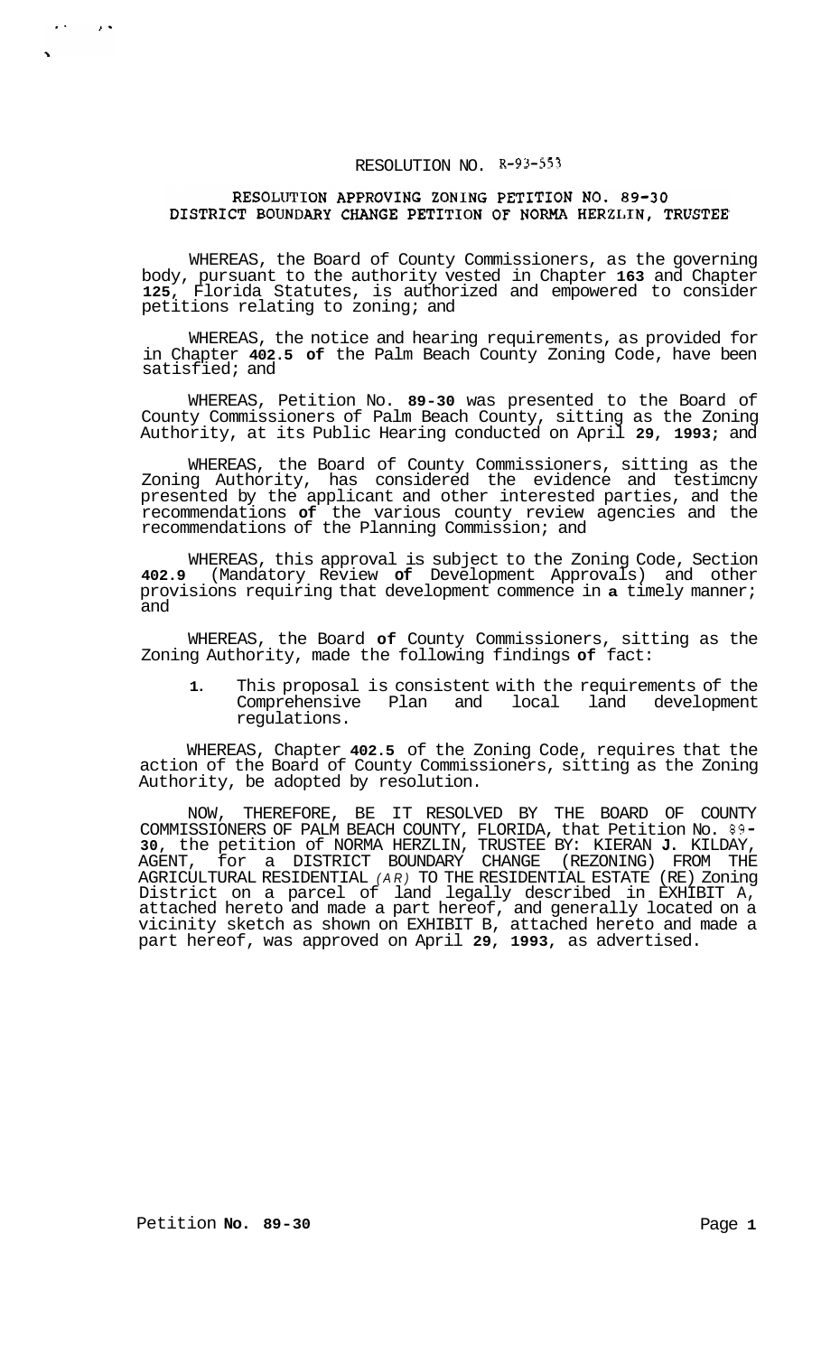RESOLUTION NO. R-93-553

# RESOLUTION APPROVING ZONING PETITION NO. 89-30 DISTRICT BOUNDARY CHANGE PETITION OF NORMA HERZLIN, TRUSTEE

WHEREAS, the Board of County Commissioners, as the governing body, pursuant to the authority vested in Chapter **163** and Chapter **125**, Florida Statutes, is authorized and empowered to consider petitions relating to zoning; and

WHEREAS, the notice and hearing requirements, as provided for in Chapter **402.5 of** the Palm Beach County Zoning Code, have been satisfied; and

WHEREAS, Petition No. **89-30** was presented to the Board of County Commissioners of Palm Beach County, sitting as the Zoning Authority, at its Public Hearing conducted on April **29**, **1993;** and

WHEREAS, the Board of County Commissioners, sitting as the Zoning Authority, has considered the evidence and testimcny presented by the applicant and other interested parties, and the recommendations **of** the various county review agencies and the recommendations of the Planning Commission; and

WHEREAS, this approval is subject to the Zoning Code, Section **402.9** (Mandatory Review **of** Development Approvals) and other provisions requiring that development commence in **a** timely manner; and

WHEREAS, the Board **of** County Commissioners, sitting as the Zoning Authority, made the following findings **of** fact:

1. This proposal is consistent with the requirements of the Comprehensive Plan and local land development regulations.

WHEREAS, Chapter **402.5** of the Zoning Code, requires that the action of the Board of County Commissioners, sitting as the Zoning Authority, be adopted by resolution.

NOW, THEREFORE, BE IT RESOLVED BY THE BOARD OF COUNTY COMMISSIONERS OF PALM BEACH COUNTY, FLORIDA, that Petition No. 89-**30**, the petition of NORMA HERZLIN, TRUSTEE BY: KIERAN **J.** KILDAY, AGENT, for a DISTRICT BOUNDARY CHANGE (REZONING) FROM THE AGRICULTURAL RESIDENTIAL *(AR)* TO THE RESIDENTIAL ESTATE (RE) Zoning District on a parcel of land legally described in EXHIBIT A, attached hereto and made a part hereof, and generally located on a vicinity sketch as shown on EXHIBIT B, attached hereto and made a part hereof, was approved on April **29**, **1993**, as advertised.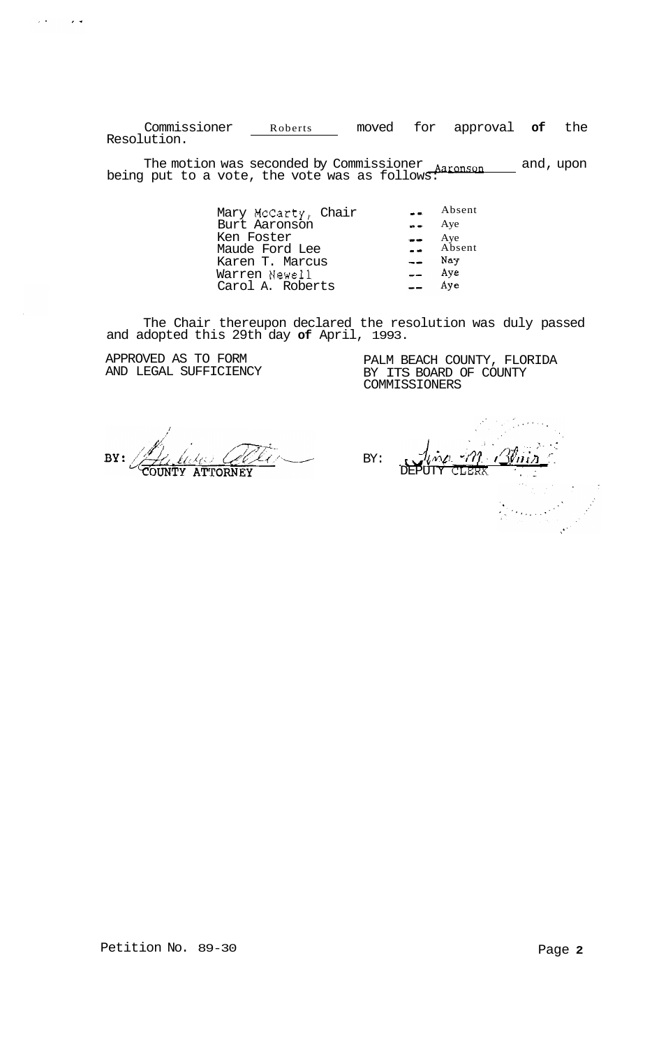Commissioner Roberts moved for approval of the Resolution.

The motion was seconded by Commissioner Aaronson and, upon being put to a vote, the vote was as follows:

| | | |
|---|---|---|
| Mary McCarty, Chair | -- | Absent |
| Burt Aaronson | -- | Aye |
| Ken Foster | -- | Aye |
| Maude Ford Lee | -- | Absent |
| Karen T. Marcus | -- | Nay |
| Warren Newell | -- | Aye |
| Carol A. Roberts | -- | Aye |

The Chair thereupon declared the resolution was duly passed and adopted this 29th day of April, 1993.

APPROVED AS TO FORM AND LEGAL SUFFICIENCY

BY: COUNTY ATTORNEY

PALM BEACH COUNTY, FLORIDA BY ITS BOARD OF COUNTY COMMISSIONERS

BY: DEPUTY CLERK

Petition No. 89-30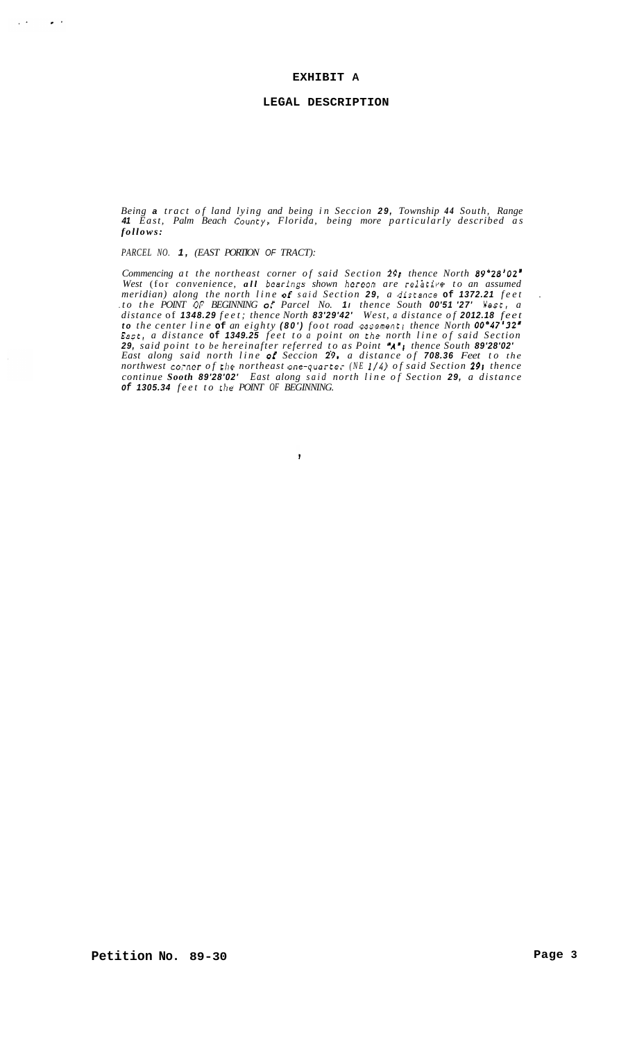# EXHIBIT A

## LEGAL DESCRIPTION

*Being **a** tract of land lying and being in Seccion **29**, Township **44** South, Range **41** East, Palm Beach County, Florida, being more particularly described as **follows:***

*PARCEL NO. **1**, (EAST PORTION OF TRACT):*

*Commencing at the northeast corner of said Section 29, thence North **89°28'02"** West (for convenience, **all** bearings shown hereon are relative to an assumed meridian) along the north line **of** said Section **29**, a distance **of 1372.21** feet to the POINT OF BEGINNING of Parcel No. **1**; thence South **00'51'27'** West, a distance of **1348.29** feet; thence North **83'29'42'** West, a distance of **2012.18** feet **to** the center line **of** an eighty **(80')** foot road easement; thence North **00°47'32"** East, a distance **of 1349.25** feet to a point on the north line of said Section **29**, said point to be hereinafter referred to as Point "**A**"; thence South **89'28'02'** East along said north line **of** Seccion 29, a distance of **708.36** Feet to the northwest corner of the northeast one-quarter (NE 1/4) of said Section **29**; thence continue **Sooth 89'28'02'** East along said north line of Section **29**, a distance **of 1305.34** feet to the POINT OF BEGINNING.*

**Petition No. 89-30**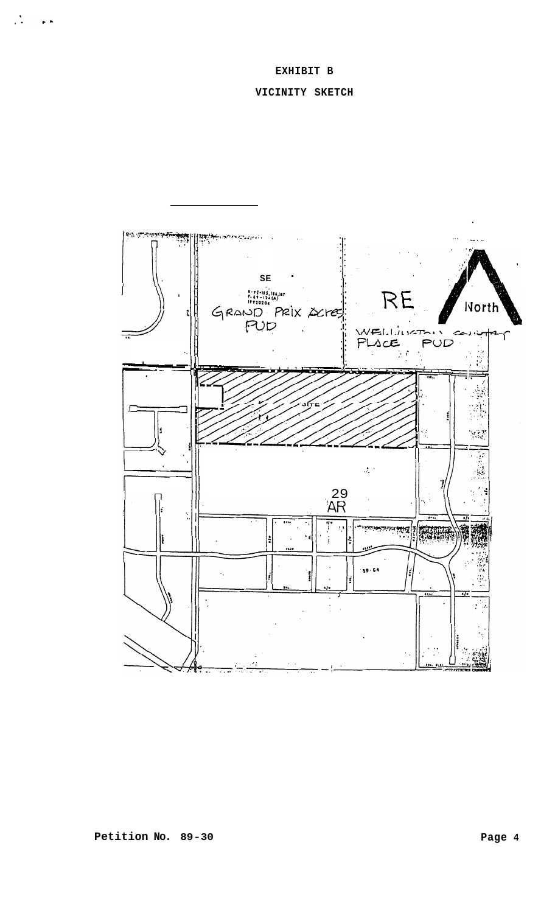# EXHIBIT B

## VICINITY SKETCH

SE

R-72-183,186,187
P-89-134(A)
19920204

GRAND PRIX ACRES PUD

RE

North

WELLINGTON COUNTRY PLACE PUD

SITE

29
AR